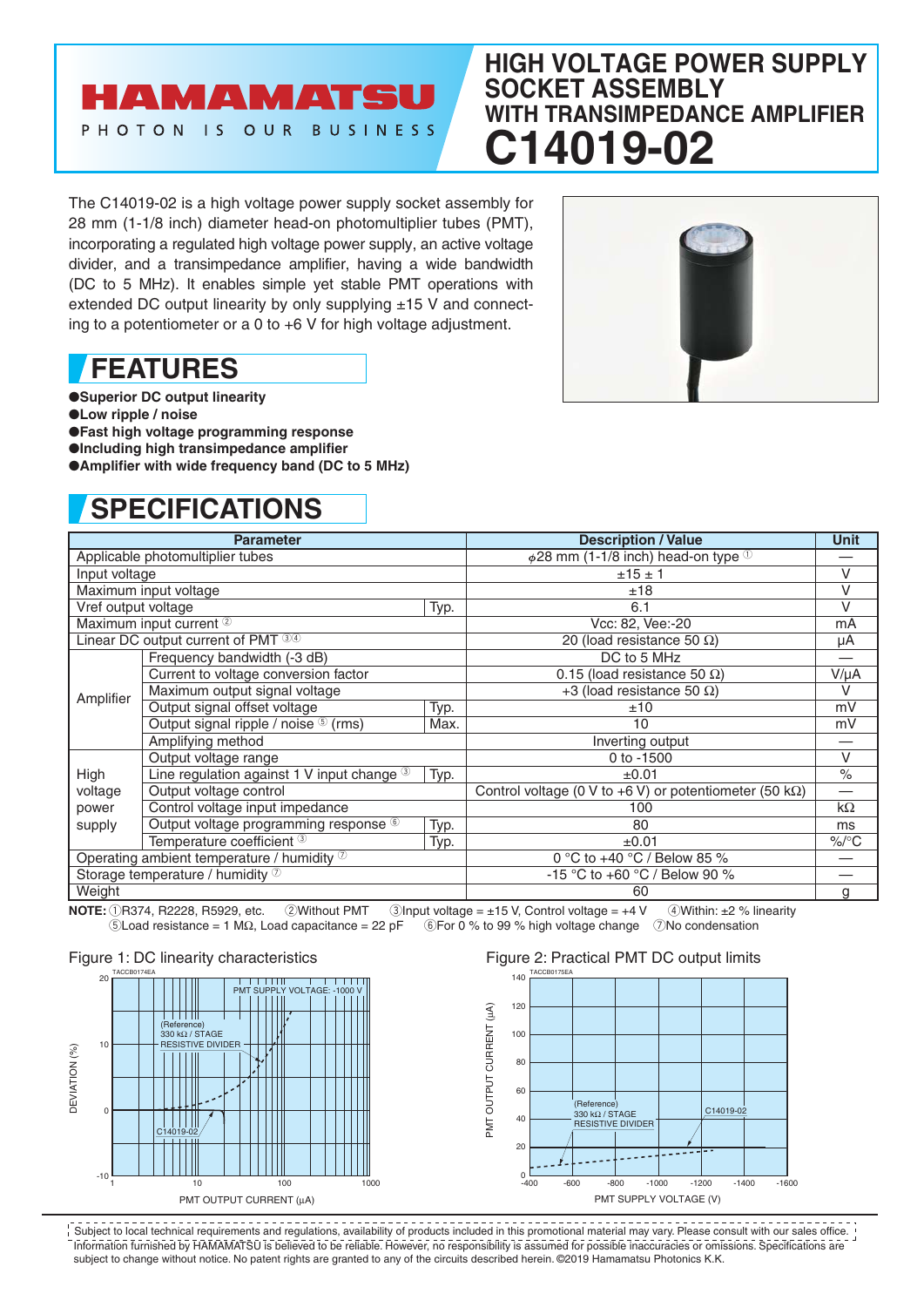# HAMAMATSU

PHOTON IS OUR BUSINESS

# HIGH VOLTAGE POWER SUPPLY SOCKET ASSEMBLY WITH TRANSIMPEDANCE AMPLIFIER

# C14019-02

The C14019-02 is a high voltage power supply socket assembly for 28 mm (1-1/8 inch) diameter head-on photomultiplier tubes (PMT), incorporating a regulated high voltage power supply, an active voltage divider, and a transimpedance amplifier, having a wide bandwidth (DC to 5 MHz). It enables simple yet stable PMT operations with extended DC output linearity by only supplying ±15 V and connecting to a potentiometer or a 0 to +6 V for high voltage adjustment.

## FEATURES

- **Superior DC output linearity**
- **Low ripple / noise**
- **Fast high voltage programming response**
- **Including high transimpedance amplifier**
- **Amplifier with wide frequency band (DC to 5 MHz)**

## SPECIFICATIONS

| Parameter | | | Description / Value | Unit |
|---|---|---|---|---|
| Applicable photomultiplier tubes | | | $\phi$28 mm (1-1/8 inch) head-on type ① | — |
| Input voltage | | | ±15 ± 1 | V |
| Maximum input voltage | | | ±18 | V |
| Vref output voltage | | Typ. | 6.1 | V |
| Maximum input current ② | | | Vcc: 82, Vee:-20 | mA |
| Linear DC output current of PMT ③④ | | | 20 (load resistance 50 Ω) | μA |
| Amplifier | Frequency bandwidth (-3 dB) | | DC to 5 MHz | — |
| | Current to voltage conversion factor | | 0.15 (load resistance 50 Ω) | V/μA |
| | Maximum output signal voltage | | +3 (load resistance 50 Ω) | V |
| | Output signal offset voltage | Typ. | ±10 | mV |
| | Output signal ripple / noise ⑤ (rms) | Max. | 10 | mV |
| | Amplifying method | | Inverting output | — |
| High voltage power supply | Output voltage range | | 0 to -1500 | V |
| | Line regulation against 1 V input change ③ | Typ. | ±0.01 | % |
| | Output voltage control | | Control voltage (0 V to +6 V) or potentiometer (50 kΩ) | — |
| | Control voltage input impedance | | 100 | kΩ |
| | Output voltage programming response ⑥ | Typ. | 80 | ms |
| | Temperature coefficient ③ | Typ. | ±0.01 | %/°C |
| Operating ambient temperature / humidity ⑦ | | | 0 °C to +40 °C / Below 85 % | — |
| Storage temperature / humidity ⑦ | | | -15 °C to +60 °C / Below 90 % | — |
| Weight | | | 60 | g |

**NOTE:** ①R374, R2228, R5929, etc. ②Without PMT ③Input voltage = ±15 V, Control voltage = +4 V ④Within: ±2 % linearity ⑤Load resistance = 1 MΩ, Load capacitance = 22 pF ⑥For 0 % to 99 % high voltage change ⑦No condensation

Figure 1: DC linearity characteristics

Figure 2: Practical PMT DC output limits

Subject to local technical requirements and regulations, availability of products included in this promotional material may vary. Please consult with our sales office. Information furnished by HAMAMATSU is believed to be reliable. However, no responsibility is assumed for possible inaccuracies or omissions. Specifications are subject to change without notice. No patent rights are granted to any of the circuits described herein. ©2019 Hamamatsu Photonics K.K.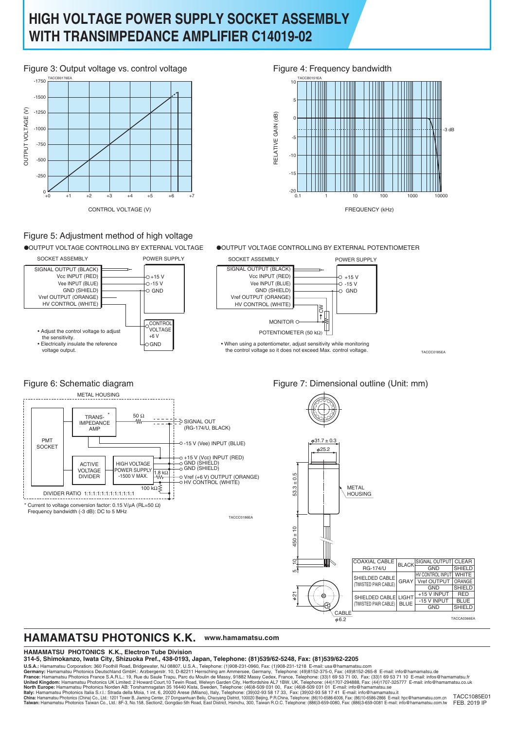# HIGH VOLTAGE POWER SUPPLY SOCKET ASSEMBLY WITH TRANSIMPEDANCE AMPLIFIER C14019-02

Figure 3: Output voltage vs. control voltage

TACCB0176EA

OUTPUT VOLTAGE (V)

-1750
-1500
-1250
-1000
-750
-500
-250
0

+0 +1 +2 +3 +4 +5 +6 +7

CONTROL VOLTAGE (V)

Figure 4: Frequency bandwidth

TACCB0151EA

RELATIVE GAIN (dB)

10
5
0
-5
-10
-15
-20

-3 dB

0.1 1 10 100 1000 10000

FREQUENCY (kHz)

Figure 5: Adjustment method of high voltage

●OUTPUT VOLTAGE CONTROLLING BY EXTERNAL VOLTAGE

SOCKET ASSEMBLY

POWER SUPPLY

SIGNAL OUTPUT (BLACK)
Vcc INPUT (RED)
Vee INPUT (BLUE)
GND (SHIELD)
Vref OUTPUT (ORANGE)
HV CONTROL (WHITE)

+15 V
-15 V
GND

CONTROL VOLTAGE
+6 V
GND

- Adjust the control voltage to adjust the sensitivity.
- Electrically insulate the reference voltage output.

●OUTPUT VOLTAGE CONTROLLING BY EXTERNAL POTENTIOMETER

SOCKET ASSEMBLY

POWER SUPPLY

SIGNAL OUTPUT (BLACK)
Vcc INPUT (RED)
Vee INPUT (BLUE)
GND (SHIELD)
Vref OUTPUT (ORANGE)
HV CONTROL (WHITE)

+15 V
-15 V
GND

CW

MONITOR

POTENTIOMETER (50 kΩ)

- When using a potentiometer, adjust sensitivity while monitoring the control voltage so it does not exceed Max. control voltage.

TACCC0185EA

Figure 6: Schematic diagram

METAL HOUSING

PMT SOCKET

TRANS-IMPEDANCE AMP *

50 Ω

ACTIVE VOLTAGE DIVIDER

HIGH VOLTAGE POWER SUPPLY -1500 V MAX.

1.8 kΩ

100 kΩ

DIVIDER RATIO 1:1:1:1:1:1:1:1:1:1:1

SIGNAL OUT (RG-174/U, BLACK)
-15 V (Vee) INPUT (BLUE)
+15 V (Vcc) INPUT (RED)
GND (SHIELD)
GND (SHIELD)
Vref (+6 V) OUTPUT (ORANGE)
HV CONTROL (WHITE)

\* Current to voltage conversion factor: 0.15 V/μA (RL=50 Ω)
Frequency bandwidth (-3 dB): DC to 5 MHz

TACCC0186EA

Figure 7: Dimensional outline (Unit: mm)

φ31.7 ± 0.3
φ25.2
53.3 ± 0.5
METAL HOUSING
450 ± 10
10
5
φ21
CABLE φ6.2

| | | | |
|---|---|---|---|
| COAXIAL CABLE RG-174/U | BLACK | SIGNAL OUTPUT | CLEAR |
| | | GND | SHIELD |
| SHIELDED CABLE (TWISTED PAIR CABLE) | GRAY | HV CONTROL INPUT | WHITE |
| | | Vref OUTPUT | ORANGE |
| | | GND | SHIELD |
| SHIELDED CABLE (TWISTED PAIR CABLE) | LIGHT BLUE | +15 V INPUT | RED |
| | | -15 V INPUT | BLUE |
| | | GND | SHIELD |

TACCA0366EA

## HAMAMATSU PHOTONICS K.K. www.hamamatsu.com

**HAMAMATSU PHOTONICS K.K., Electron Tube Division**
**314-5, Shimokanzo, Iwata City, Shizuoka Pref., 438-0193, Japan, Telephone: (81)539/62-5248, Fax: (81)539/62-2205**

**U.S.A.:** Hamamatsu Corporation: 360 Foothill Road, Bridgewater, NJ 08807, U.S.A., Telephone: (1)908-231-0960, Fax: (1)908-231-1218 E-mail: usa@hamamatsu.com
**Germany:** Hamamatsu Photonics Deutschland GmbH.: Arzbergerstr. 10, D-82211 Herrsching am Ammersee, Germany, Telephone: (49)8152-375-0, Fax: (49)8152-265-8 E-mail: info@hamamatsu.de
**France:** Hamamatsu Photonics France S.A.R.L.: 19, Rue du Saule Trapu, Parc du Moulin de Massy, 91882 Massy Cedex, France, Telephone: (33)1 69 53 71 00, Fax: (33)1 69 53 71 10 E-mail: infos@hamamatsu.fr
**United Kingdom:** Hamamatsu Photonics UK Limited: 2 Howard Court,10 Tewin Road, Welwyn Garden City, Hertfordshire AL7 1BW, UK, Telephone: (44)1707-294888, Fax: (44)1707-325777 E-mail: info@hamamatsu.co.uk
**North Europe:** Hamamatsu Photonics Norden AB: Torshamnsgatan 35 16440 Kista, Sweden, Telephone: (46)8-509 031 00, Fax: (46)8-509 031 01 E-mail: info@hamamatsu.se
**Italy:** Hamamatsu Photonics Italia S.r.l.: Strada della Moia, 1 int. 6, 20020 Arese (Milano), Italy, Telephone: (39)02-93 58 17 33, Fax: (39)02-93 58 17 41 E-mail: info@hamamatsu.it
**China:** Hamamatsu Photonics (China) Co., Ltd.: 1201 Tower B, Jiaming Center, 27 Dongsanhuan Beilu, Chaoyang District, 100020 Beijing, P.R.China, Telephone: (86)10-6586-6006, Fax: (86)10-6586-2866 E-mail: hpc@hamamatsu.com.cn
**Taiwan:** Hamamatsu Photonics Taiwan Co., Ltd.: 8F-3, No.158, Section2, Gongdao 5th Road, East District, Hsinchu, 300, Taiwan R.O.C. Telephone: (886)3-659-0080, Fax: (886)3-659-0081 E-mail: info@hamamatsu.com.tw

TACC1085E01
FEB. 2019 IP